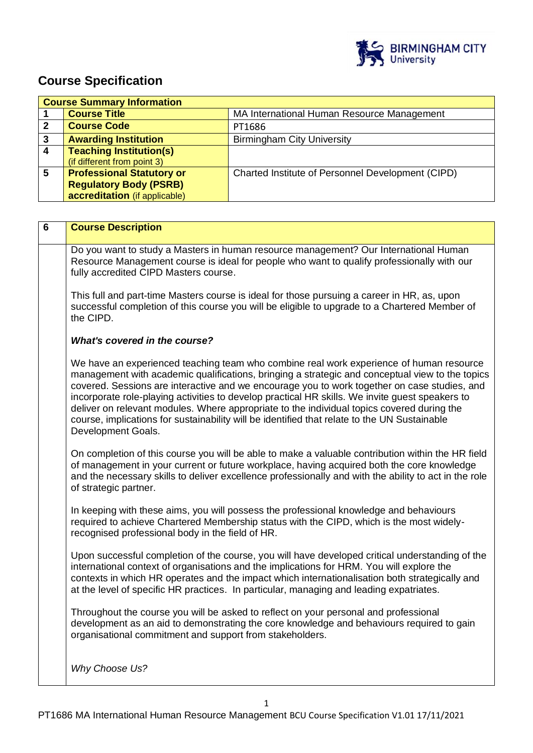# Course Specification

| Course Summary Information | | |
|---|---|---|
| 1 | **Course Title** | MA International Human Resource Management |
| 2 | **Course Code** | PT1686 |
| 3 | **Awarding Institution** | Birmingham City University |
| 4 | **Teaching Institution(s)** (if different from point 3) | |
| 5 | **Professional Statutory or Regulatory Body (PSRB) accreditation** (if applicable) | Charted Institute of Personnel Development (CIPD) |

| 6 | **Course Description** |
|---|---|

Do you want to study a Masters in human resource management? Our International Human Resource Management course is ideal for people who want to qualify professionally with our fully accredited CIPD Masters course.

This full and part-time Masters course is ideal for those pursuing a career in HR, as, upon successful completion of this course you will be eligible to upgrade to a Chartered Member of the CIPD.

***What's covered in the course?***

We have an experienced teaching team who combine real work experience of human resource management with academic qualifications, bringing a strategic and conceptual view to the topics covered. Sessions are interactive and we encourage you to work together on case studies, and incorporate role-playing activities to develop practical HR skills. We invite guest speakers to deliver on relevant modules. Where appropriate to the individual topics covered during the course, implications for sustainability will be identified that relate to the UN Sustainable Development Goals.

On completion of this course you will be able to make a valuable contribution within the HR field of management in your current or future workplace, having acquired both the core knowledge and the necessary skills to deliver excellence professionally and with the ability to act in the role of strategic partner.

In keeping with these aims, you will possess the professional knowledge and behaviours required to achieve Chartered Membership status with the CIPD, which is the most widely-recognised professional body in the field of HR.

Upon successful completion of the course, you will have developed critical understanding of the international context of organisations and the implications for HRM. You will explore the contexts in which HR operates and the impact which internationalisation both strategically and at the level of specific HR practices. In particular, managing and leading expatriates.

Throughout the course you will be asked to reflect on your personal and professional development as an aid to demonstrating the core knowledge and behaviours required to gain organisational commitment and support from stakeholders.

*Why Choose Us?*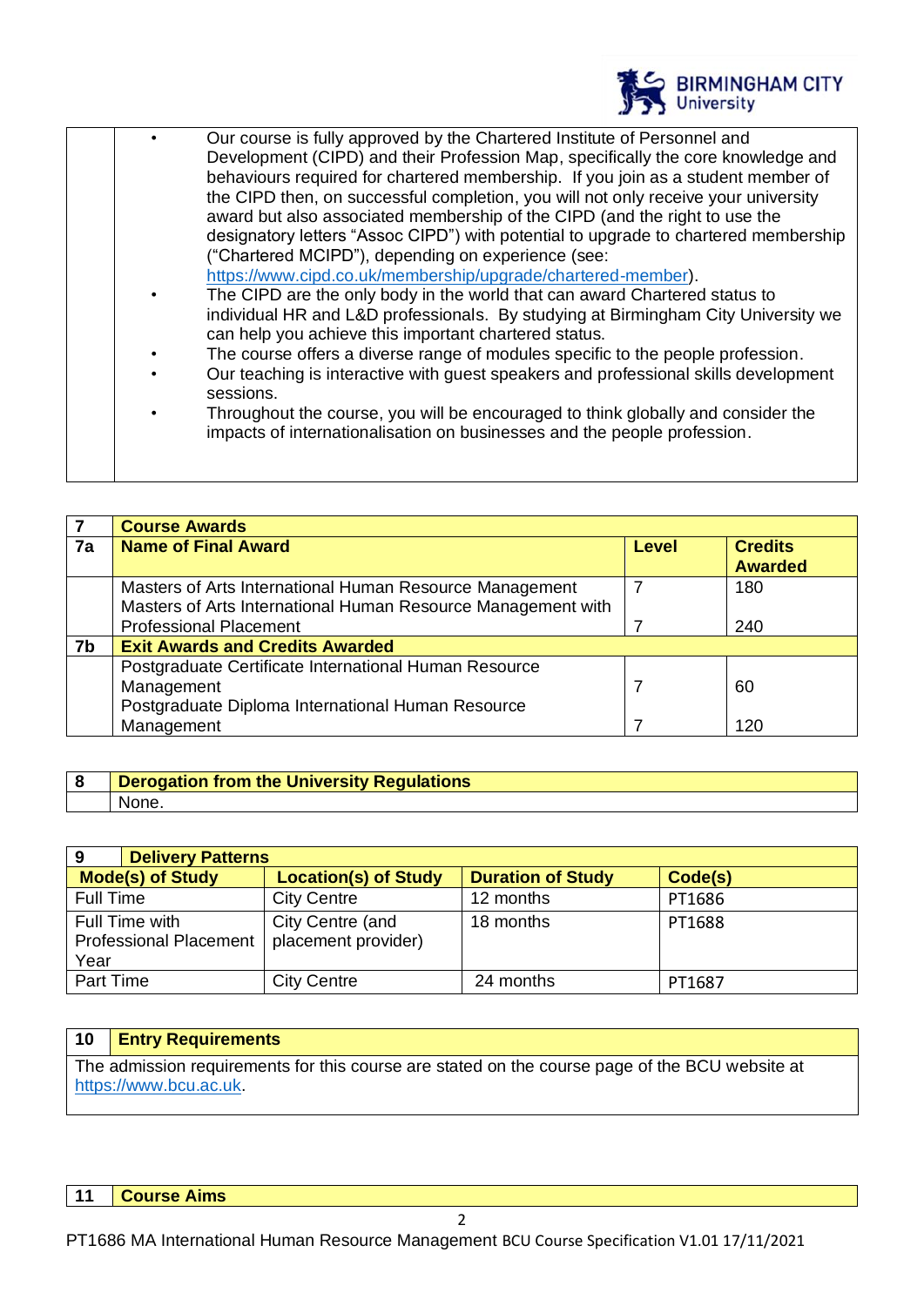- Our course is fully approved by the Chartered Institute of Personnel and Development (CIPD) and their Profession Map, specifically the core knowledge and behaviours required for chartered membership. If you join as a student member of the CIPD then, on successful completion, you will not only receive your university award but also associated membership of the CIPD (and the right to use the designatory letters "Assoc CIPD") with potential to upgrade to chartered membership ("Chartered MCIPD"), depending on experience (see: https://www.cipd.co.uk/membership/upgrade/chartered-member).
- The CIPD are the only body in the world that can award Chartered status to individual HR and L&D professionals. By studying at Birmingham City University we can help you achieve this important chartered status.
- The course offers a diverse range of modules specific to the people profession.
- Our teaching is interactive with guest speakers and professional skills development sessions.
- Throughout the course, you will be encouraged to think globally and consider the impacts of internationalisation on businesses and the people profession.

| 7 | Course Awards | | |
|---|---|---|---|
| 7a | **Name of Final Award** | **Level** | **Credits Awarded** |
| | Masters of Arts International Human Resource Management | 7 | 180 |
| | Masters of Arts International Human Resource Management with Professional Placement | 7 | 240 |
| 7b | **Exit Awards and Credits Awarded** | | |
| | Postgraduate Certificate International Human Resource Management | 7 | 60 |
| | Postgraduate Diploma International Human Resource Management | 7 | 120 |

| 8 | Derogation from the University Regulations |
|---|---|
| | None. |

| 9 Delivery Patterns | | | |
|---|---|---|---|
| **Mode(s) of Study** | **Location(s) of Study** | **Duration of Study** | **Code(s)** |
| Full Time | City Centre | 12 months | PT1686 |
| Full Time with Professional Placement Year | City Centre (and placement provider) | 18 months | PT1688 |
| Part Time | City Centre | 24 months | PT1687 |

| 10 | Entry Requirements |
|---|---|
| The admission requirements for this course are stated on the course page of the BCU website at https://www.bcu.ac.uk. | |

| 11 | Course Aims |
|---|---|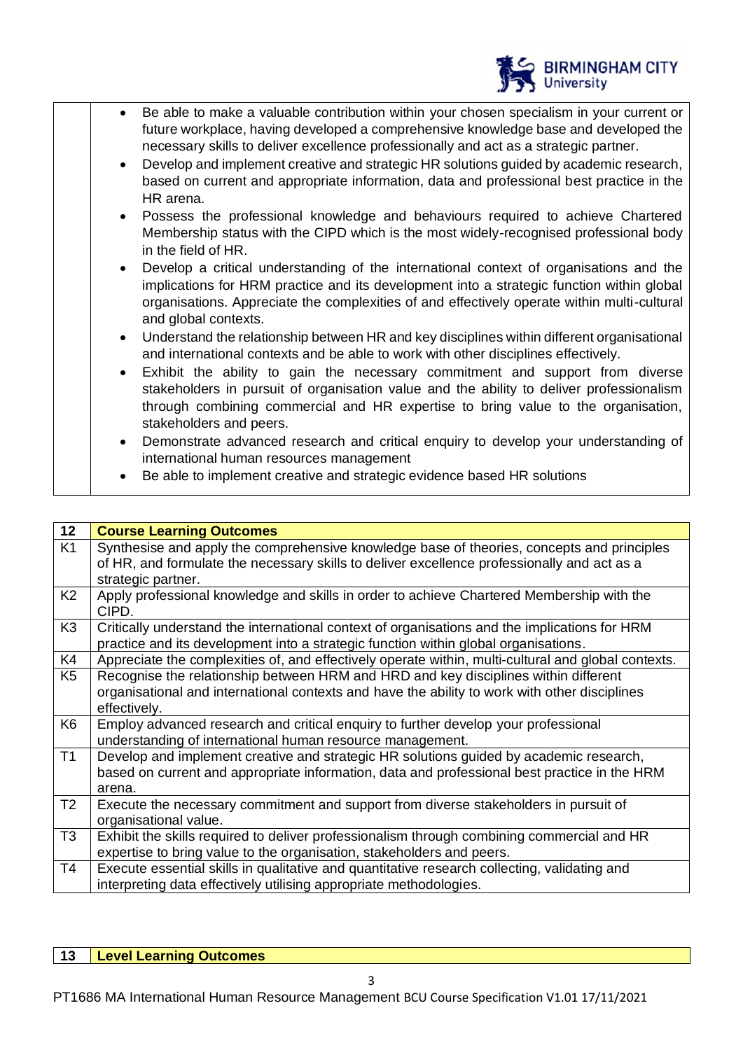- Be able to make a valuable contribution within your chosen specialism in your current or future workplace, having developed a comprehensive knowledge base and developed the necessary skills to deliver excellence professionally and act as a strategic partner.
- Develop and implement creative and strategic HR solutions guided by academic research, based on current and appropriate information, data and professional best practice in the HR arena.
- Possess the professional knowledge and behaviours required to achieve Chartered Membership status with the CIPD which is the most widely-recognised professional body in the field of HR.
- Develop a critical understanding of the international context of organisations and the implications for HRM practice and its development into a strategic function within global organisations. Appreciate the complexities of and effectively operate within multi-cultural and global contexts.
- Understand the relationship between HR and key disciplines within different organisational and international contexts and be able to work with other disciplines effectively.
- Exhibit the ability to gain the necessary commitment and support from diverse stakeholders in pursuit of organisation value and the ability to deliver professionalism through combining commercial and HR expertise to bring value to the organisation, stakeholders and peers.
- Demonstrate advanced research and critical enquiry to develop your understanding of international human resources management
- Be able to implement creative and strategic evidence based HR solutions

| 12 | **Course Learning Outcomes** |
|---|---|
| K1 | Synthesise and apply the comprehensive knowledge base of theories, concepts and principles of HR, and formulate the necessary skills to deliver excellence professionally and act as a strategic partner. |
| K2 | Apply professional knowledge and skills in order to achieve Chartered Membership with the CIPD. |
| K3 | Critically understand the international context of organisations and the implications for HRM practice and its development into a strategic function within global organisations. |
| K4 | Appreciate the complexities of, and effectively operate within, multi-cultural and global contexts. |
| K5 | Recognise the relationship between HRM and HRD and key disciplines within different organisational and international contexts and have the ability to work with other disciplines effectively. |
| K6 | Employ advanced research and critical enquiry to further develop your professional understanding of international human resource management. |
| T1 | Develop and implement creative and strategic HR solutions guided by academic research, based on current and appropriate information, data and professional best practice in the HRM arena. |
| T2 | Execute the necessary commitment and support from diverse stakeholders in pursuit of organisational value. |
| T3 | Exhibit the skills required to deliver professionalism through combining commercial and HR expertise to bring value to the organisation, stakeholders and peers. |
| T4 | Execute essential skills in qualitative and quantitative research collecting, validating and interpreting data effectively utilising appropriate methodologies. |

| 13 | **Level Learning Outcomes** |
|---|---|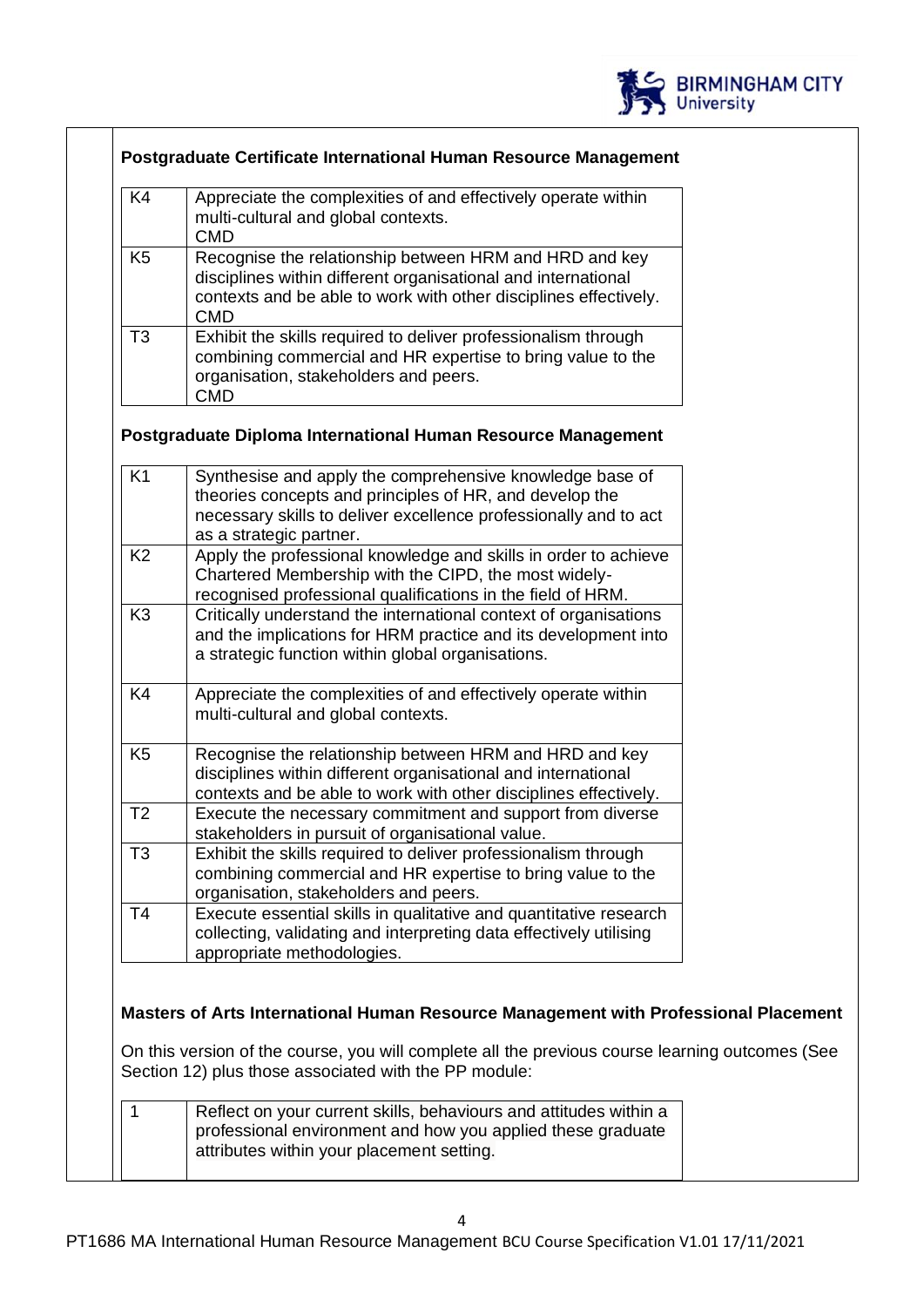### Postgraduate Certificate International Human Resource Management

| | |
|---|---|
| K4 | Appreciate the complexities of and effectively operate within multi-cultural and global contexts. CMD |
| K5 | Recognise the relationship between HRM and HRD and key disciplines within different organisational and international contexts and be able to work with other disciplines effectively. CMD |
| T3 | Exhibit the skills required to deliver professionalism through combining commercial and HR expertise to bring value to the organisation, stakeholders and peers. CMD |

### Postgraduate Diploma International Human Resource Management

| | |
|---|---|
| K1 | Synthesise and apply the comprehensive knowledge base of theories concepts and principles of HR, and develop the necessary skills to deliver excellence professionally and to act as a strategic partner. |
| K2 | Apply the professional knowledge and skills in order to achieve Chartered Membership with the CIPD, the most widely-recognised professional qualifications in the field of HRM. |
| K3 | Critically understand the international context of organisations and the implications for HRM practice and its development into a strategic function within global organisations. |
| K4 | Appreciate the complexities of and effectively operate within multi-cultural and global contexts. |
| K5 | Recognise the relationship between HRM and HRD and key disciplines within different organisational and international contexts and be able to work with other disciplines effectively. |
| T2 | Execute the necessary commitment and support from diverse stakeholders in pursuit of organisational value. |
| T3 | Exhibit the skills required to deliver professionalism through combining commercial and HR expertise to bring value to the organisation, stakeholders and peers. |
| T4 | Execute essential skills in qualitative and quantitative research collecting, validating and interpreting data effectively utilising appropriate methodologies. |

### Masters of Arts International Human Resource Management with Professional Placement

On this version of the course, you will complete all the previous course learning outcomes (See Section 12) plus those associated with the PP module:

| | |
|---|---|
| 1 | Reflect on your current skills, behaviours and attitudes within a professional environment and how you applied these graduate attributes within your placement setting. |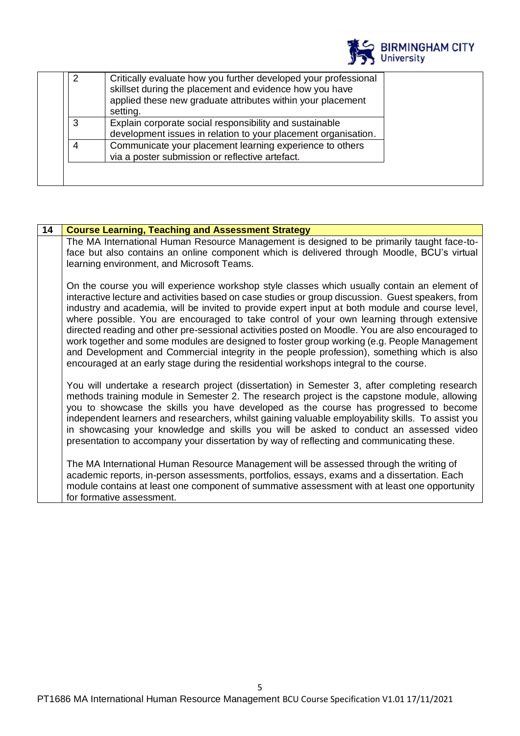| | |
|---|---|
| 2 | Critically evaluate how you further developed your professional skillset during the placement and evidence how you have applied these new graduate attributes within your placement setting. |
| 3 | Explain corporate social responsibility and sustainable development issues in relation to your placement organisation. |
| 4 | Communicate your placement learning experience to others via a poster submission or reflective artefact. |

## 14 Course Learning, Teaching and Assessment Strategy

The MA International Human Resource Management is designed to be primarily taught face-to-face but also contains an online component which is delivered through Moodle, BCU's virtual learning environment, and Microsoft Teams.

On the course you will experience workshop style classes which usually contain an element of interactive lecture and activities based on case studies or group discussion. Guest speakers, from industry and academia, will be invited to provide expert input at both module and course level, where possible. You are encouraged to take control of your own learning through extensive directed reading and other pre-sessional activities posted on Moodle. You are also encouraged to work together and some modules are designed to foster group working (e.g. People Management and Development and Commercial integrity in the people profession), something which is also encouraged at an early stage during the residential workshops integral to the course.

You will undertake a research project (dissertation) in Semester 3, after completing research methods training module in Semester 2. The research project is the capstone module, allowing you to showcase the skills you have developed as the course has progressed to become independent learners and researchers, whilst gaining valuable employability skills. To assist you in showcasing your knowledge and skills you will be asked to conduct an assessed video presentation to accompany your dissertation by way of reflecting and communicating these.

The MA International Human Resource Management will be assessed through the writing of academic reports, in-person assessments, portfolios, essays, exams and a dissertation. Each module contains at least one component of summative assessment with at least one opportunity for formative assessment.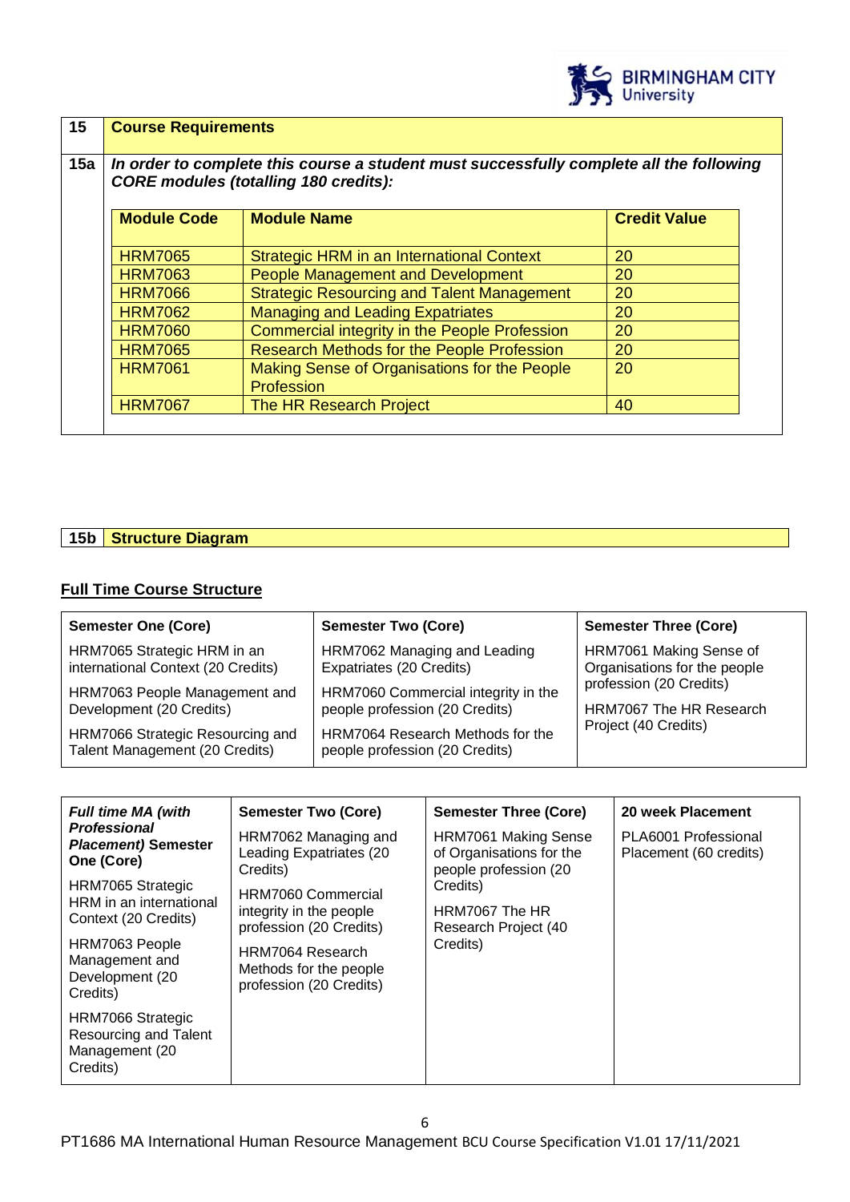| 15 | **Course Requirements** |
|---|---|

**15a** ***In order to complete this course a student must successfully complete all the following CORE modules (totalling 180 credits):***

| Module Code | Module Name | Credit Value |
|---|---|---|
| HRM7065 | Strategic HRM in an International Context | 20 |
| HRM7063 | People Management and Development | 20 |
| HRM7066 | Strategic Resourcing and Talent Management | 20 |
| HRM7062 | Managing and Leading Expatriates | 20 |
| HRM7060 | Commercial integrity in the People Profession | 20 |
| HRM7065 | Research Methods for the People Profession | 20 |
| HRM7061 | Making Sense of Organisations for the People Profession | 20 |
| HRM7067 | The HR Research Project | 40 |

| 15b | **Structure Diagram** |
|---|---|

**Full Time Course Structure**

| Semester One (Core) | Semester Two (Core) | Semester Three (Core) |
|---|---|---|
| HRM7065 Strategic HRM in an international Context (20 Credits) | HRM7062 Managing and Leading Expatriates (20 Credits) | HRM7061 Making Sense of Organisations for the people profession (20 Credits) |
| HRM7063 People Management and Development (20 Credits) | HRM7060 Commercial integrity in the people profession (20 Credits) | HRM7067 The HR Research Project (40 Credits) |
| HRM7066 Strategic Resourcing and Talent Management (20 Credits) | HRM7064 Research Methods for the people profession (20 Credits) | |

| ***Full time MA (with Professional Placement)*** **Semester One (Core)** | **Semester Two (Core)** | **Semester Three (Core)** | **20 week Placement** |
|---|---|---|---|
| HRM7065 Strategic HRM in an international Context (20 Credits) | HRM7062 Managing and Leading Expatriates (20 Credits) | HRM7061 Making Sense of Organisations for the people profession (20 Credits) | PLA6001 Professional Placement (60 credits) |
| HRM7063 People Management and Development (20 Credits) | HRM7060 Commercial integrity in the people profession (20 Credits) | HRM7067 The HR Research Project (40 Credits) | |
| HRM7066 Strategic Resourcing and Talent Management (20 Credits) | HRM7064 Research Methods for the people profession (20 Credits) | | |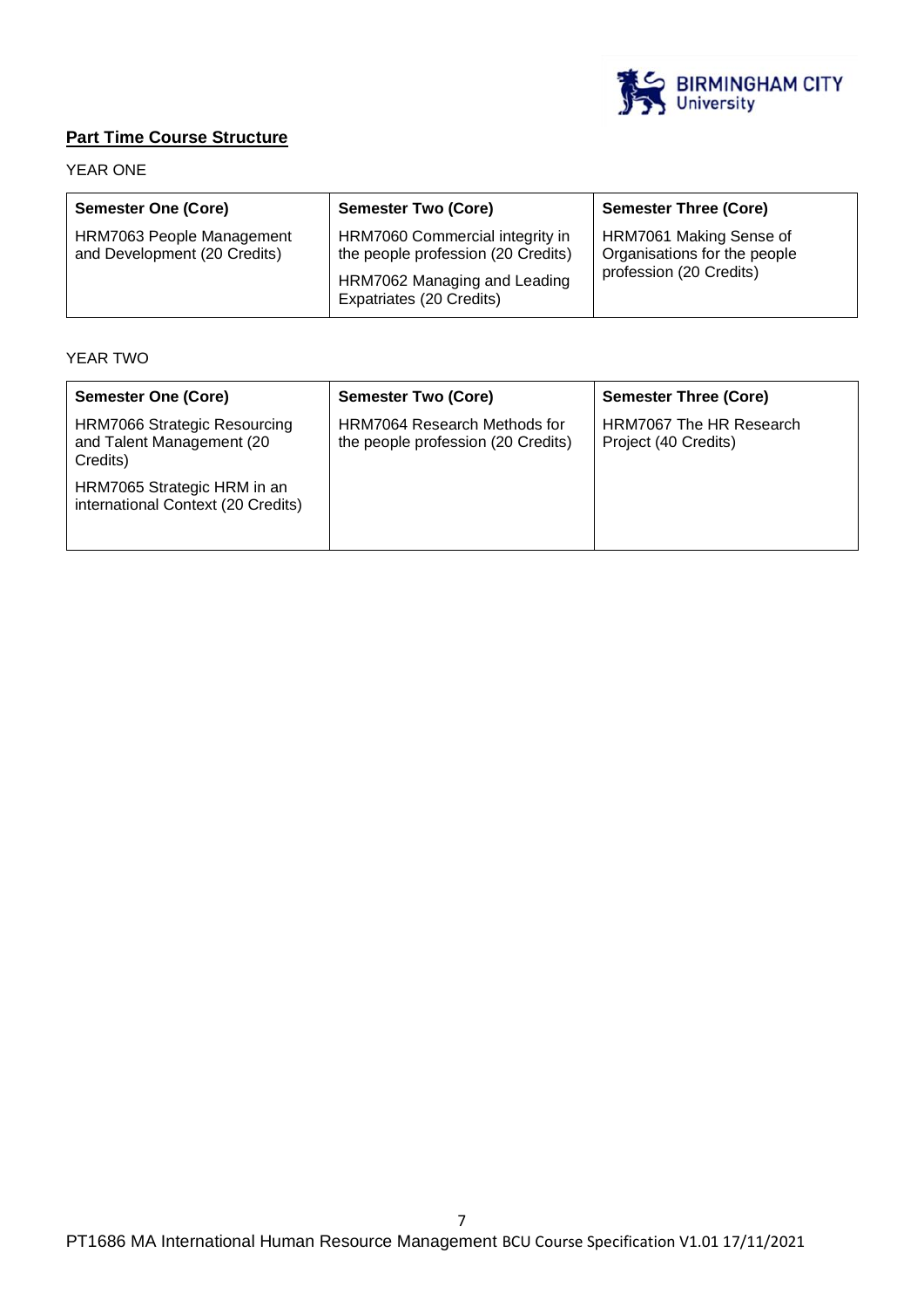## **Part Time Course Structure**

YEAR ONE

| Semester One (Core) | Semester Two (Core) | Semester Three (Core) |
|---|---|---|
| HRM7063 People Management and Development (20 Credits) | HRM7060 Commercial integrity in the people profession (20 Credits)<br>HRM7062 Managing and Leading Expatriates (20 Credits) | HRM7061 Making Sense of Organisations for the people profession (20 Credits) |

YEAR TWO

| Semester One (Core) | Semester Two (Core) | Semester Three (Core) |
|---|---|---|
| HRM7066 Strategic Resourcing and Talent Management (20 Credits)<br>HRM7065 Strategic HRM in an international Context (20 Credits) | HRM7064 Research Methods for the people profession (20 Credits) | HRM7067 The HR Research Project (40 Credits) |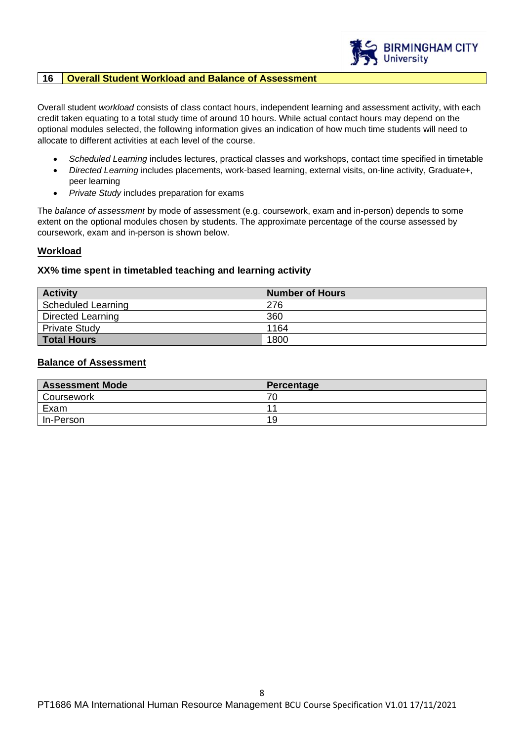## 16 Overall Student Workload and Balance of Assessment

Overall student *workload* consists of class contact hours, independent learning and assessment activity, with each credit taken equating to a total study time of around 10 hours. While actual contact hours may depend on the optional modules selected, the following information gives an indication of how much time students will need to allocate to different activities at each level of the course.

- *Scheduled Learning* includes lectures, practical classes and workshops, contact time specified in timetable
- *Directed Learning* includes placements, work-based learning, external visits, on-line activity, Graduate+, peer learning
- *Private Study* includes preparation for exams

The *balance of assessment* by mode of assessment (e.g. coursework, exam and in-person) depends to some extent on the optional modules chosen by students. The approximate percentage of the course assessed by coursework, exam and in-person is shown below.

### Workload

**XX% time spent in timetabled teaching and learning activity**

| Activity | Number of Hours |
|---|---|
| Scheduled Learning | 276 |
| Directed Learning | 360 |
| Private Study | 1164 |
| **Total Hours** | 1800 |

### Balance of Assessment

| Assessment Mode | Percentage |
|---|---|
| Coursework | 70 |
| Exam | 11 |
| In-Person | 19 |